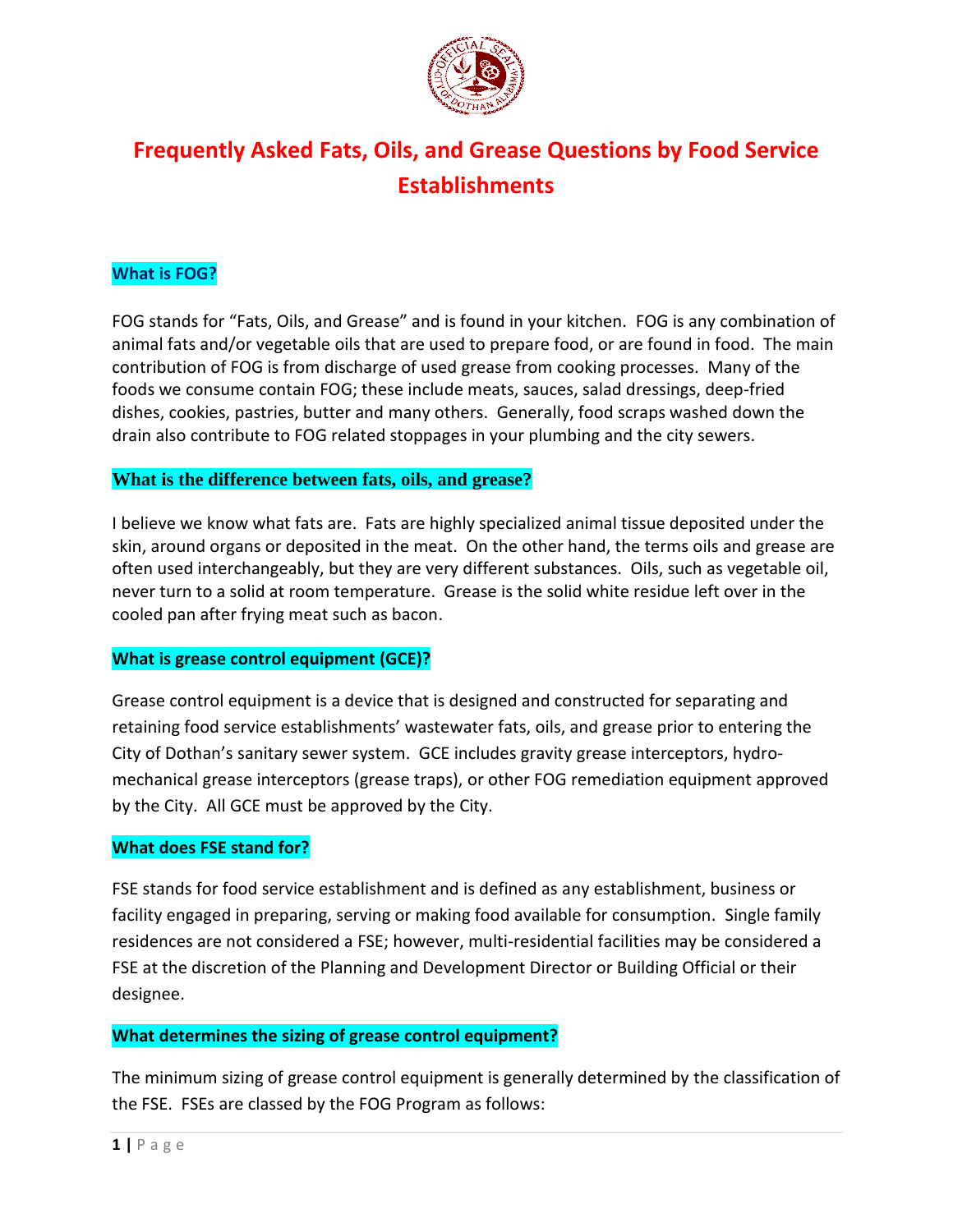# Frequently Asked Fats, Oils, and Grease Questions by Food Service Establishments

## What is FOG?

FOG stands for "Fats, Oils, and Grease" and is found in your kitchen. FOG is any combination of animal fats and/or vegetable oils that are used to prepare food, or are found in food. The main contribution of FOG is from discharge of used grease from cooking processes. Many of the foods we consume contain FOG; these include meats, sauces, salad dressings, deep-fried dishes, cookies, pastries, butter and many others. Generally, food scraps washed down the drain also contribute to FOG related stoppages in your plumbing and the city sewers.

## What is the difference between fats, oils, and grease?

I believe we know what fats are. Fats are highly specialized animal tissue deposited under the skin, around organs or deposited in the meat. On the other hand, the terms oils and grease are often used interchangeably, but they are very different substances. Oils, such as vegetable oil, never turn to a solid at room temperature. Grease is the solid white residue left over in the cooled pan after frying meat such as bacon.

## What is grease control equipment (GCE)?

Grease control equipment is a device that is designed and constructed for separating and retaining food service establishments' wastewater fats, oils, and grease prior to entering the City of Dothan's sanitary sewer system. GCE includes gravity grease interceptors, hydro-mechanical grease interceptors (grease traps), or other FOG remediation equipment approved by the City. All GCE must be approved by the City.

## What does FSE stand for?

FSE stands for food service establishment and is defined as any establishment, business or facility engaged in preparing, serving or making food available for consumption. Single family residences are not considered a FSE; however, multi-residential facilities may be considered a FSE at the discretion of the Planning and Development Director or Building Official or their designee.

## What determines the sizing of grease control equipment?

The minimum sizing of grease control equipment is generally determined by the classification of the FSE. FSEs are classed by the FOG Program as follows: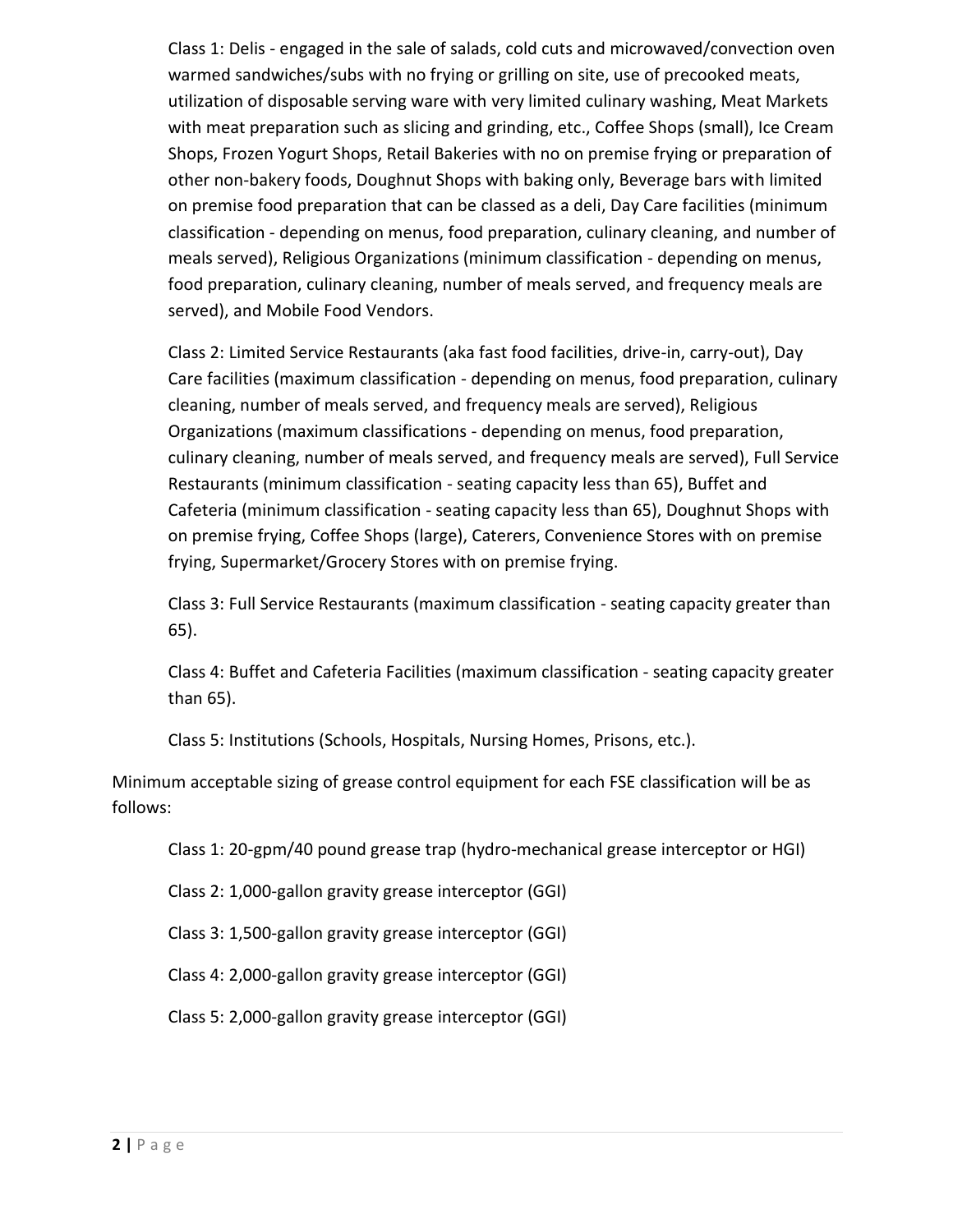Class 1: Delis - engaged in the sale of salads, cold cuts and microwaved/convection oven warmed sandwiches/subs with no frying or grilling on site, use of precooked meats, utilization of disposable serving ware with very limited culinary washing, Meat Markets with meat preparation such as slicing and grinding, etc., Coffee Shops (small), Ice Cream Shops, Frozen Yogurt Shops, Retail Bakeries with no on premise frying or preparation of other non-bakery foods, Doughnut Shops with baking only, Beverage bars with limited on premise food preparation that can be classed as a deli, Day Care facilities (minimum classification - depending on menus, food preparation, culinary cleaning, and number of meals served), Religious Organizations (minimum classification - depending on menus, food preparation, culinary cleaning, number of meals served, and frequency meals are served), and Mobile Food Vendors.

Class 2: Limited Service Restaurants (aka fast food facilities, drive-in, carry-out), Day Care facilities (maximum classification - depending on menus, food preparation, culinary cleaning, number of meals served, and frequency meals are served), Religious Organizations (maximum classifications - depending on menus, food preparation, culinary cleaning, number of meals served, and frequency meals are served), Full Service Restaurants (minimum classification - seating capacity less than 65), Buffet and Cafeteria (minimum classification - seating capacity less than 65), Doughnut Shops with on premise frying, Coffee Shops (large), Caterers, Convenience Stores with on premise frying, Supermarket/Grocery Stores with on premise frying.

Class 3: Full Service Restaurants (maximum classification - seating capacity greater than 65).

Class 4: Buffet and Cafeteria Facilities (maximum classification - seating capacity greater than 65).

Class 5: Institutions (Schools, Hospitals, Nursing Homes, Prisons, etc.).

Minimum acceptable sizing of grease control equipment for each FSE classification will be as follows:

Class 1: 20-gpm/40 pound grease trap (hydro-mechanical grease interceptor or HGI)

Class 2: 1,000-gallon gravity grease interceptor (GGI)

Class 3: 1,500-gallon gravity grease interceptor (GGI)

Class 4: 2,000-gallon gravity grease interceptor (GGI)

Class 5: 2,000-gallon gravity grease interceptor (GGI)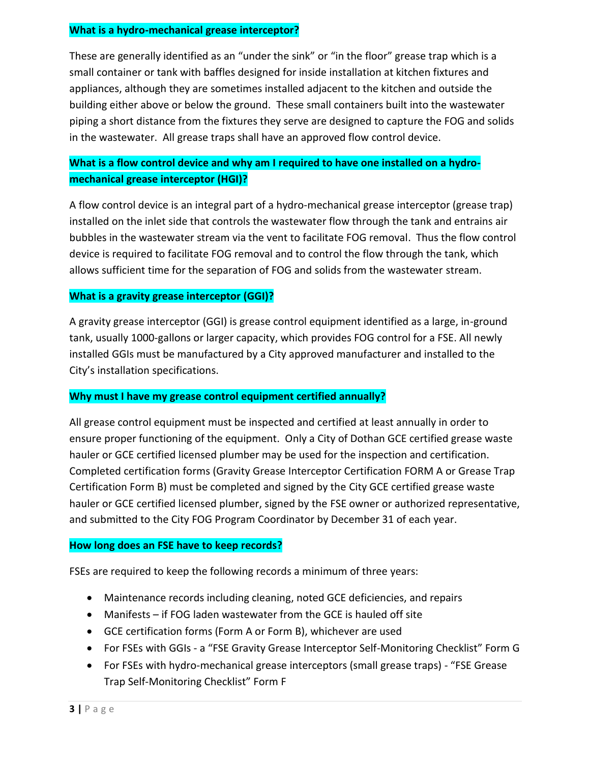### What is a hydro-mechanical grease interceptor?

These are generally identified as an "under the sink" or "in the floor" grease trap which is a small container or tank with baffles designed for inside installation at kitchen fixtures and appliances, although they are sometimes installed adjacent to the kitchen and outside the building either above or below the ground. These small containers built into the wastewater piping a short distance from the fixtures they serve are designed to capture the FOG and solids in the wastewater. All grease traps shall have an approved flow control device.

### What is a flow control device and why am I required to have one installed on a hydro-mechanical grease interceptor (HGI)?

A flow control device is an integral part of a hydro-mechanical grease interceptor (grease trap) installed on the inlet side that controls the wastewater flow through the tank and entrains air bubbles in the wastewater stream via the vent to facilitate FOG removal. Thus the flow control device is required to facilitate FOG removal and to control the flow through the tank, which allows sufficient time for the separation of FOG and solids from the wastewater stream.

### What is a gravity grease interceptor (GGI)?

A gravity grease interceptor (GGI) is grease control equipment identified as a large, in-ground tank, usually 1000-gallons or larger capacity, which provides FOG control for a FSE. All newly installed GGIs must be manufactured by a City approved manufacturer and installed to the City's installation specifications.

### Why must I have my grease control equipment certified annually?

All grease control equipment must be inspected and certified at least annually in order to ensure proper functioning of the equipment. Only a City of Dothan GCE certified grease waste hauler or GCE certified licensed plumber may be used for the inspection and certification. Completed certification forms (Gravity Grease Interceptor Certification FORM A or Grease Trap Certification Form B) must be completed and signed by the City GCE certified grease waste hauler or GCE certified licensed plumber, signed by the FSE owner or authorized representative, and submitted to the City FOG Program Coordinator by December 31 of each year.

### How long does an FSE have to keep records?

FSEs are required to keep the following records a minimum of three years:

- Maintenance records including cleaning, noted GCE deficiencies, and repairs
- Manifests – if FOG laden wastewater from the GCE is hauled off site
- GCE certification forms (Form A or Form B), whichever are used
- For FSEs with GGIs - a "FSE Gravity Grease Interceptor Self-Monitoring Checklist" Form G
- For FSEs with hydro-mechanical grease interceptors (small grease traps) - "FSE Grease Trap Self-Monitoring Checklist" Form F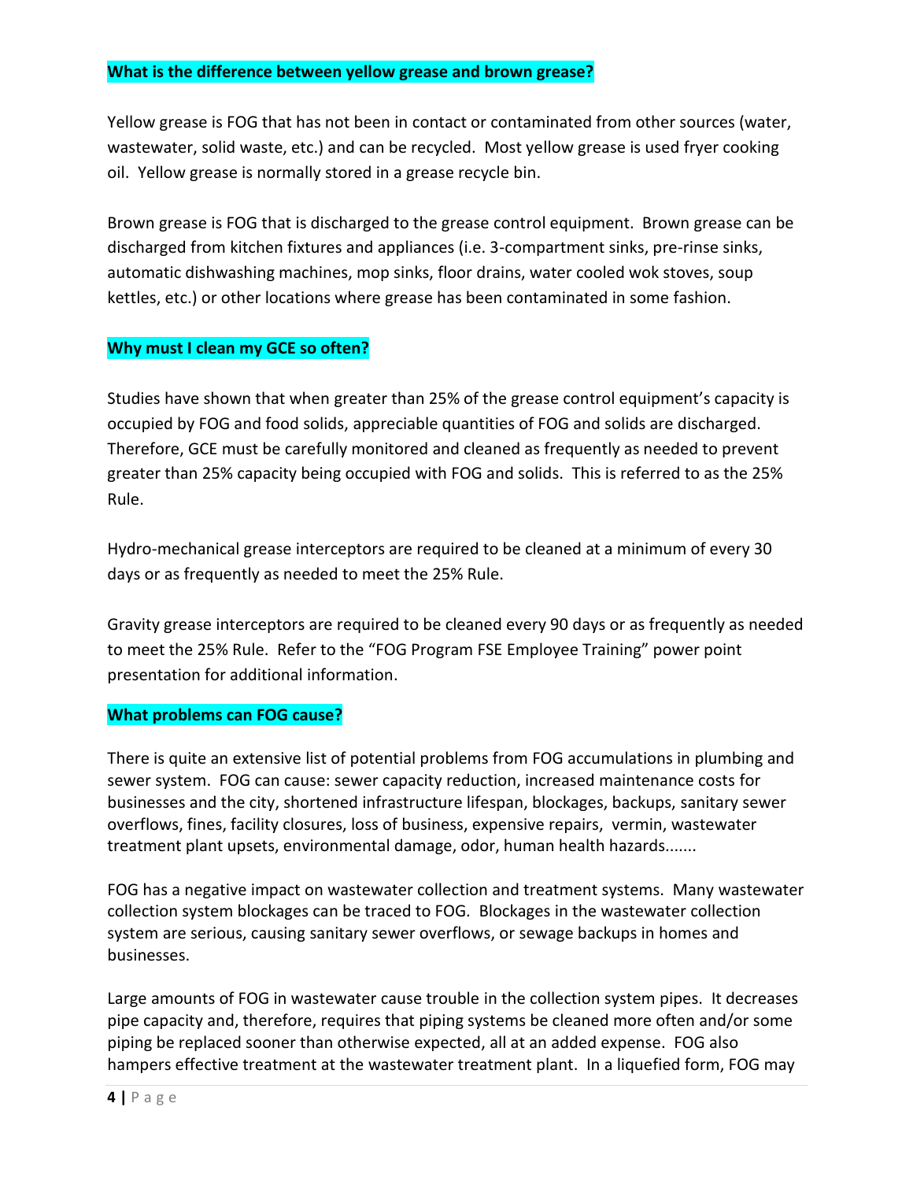**What is the difference between yellow grease and brown grease?**

Yellow grease is FOG that has not been in contact or contaminated from other sources (water, wastewater, solid waste, etc.) and can be recycled. Most yellow grease is used fryer cooking oil. Yellow grease is normally stored in a grease recycle bin.

Brown grease is FOG that is discharged to the grease control equipment. Brown grease can be discharged from kitchen fixtures and appliances (i.e. 3-compartment sinks, pre-rinse sinks, automatic dishwashing machines, mop sinks, floor drains, water cooled wok stoves, soup kettles, etc.) or other locations where grease has been contaminated in some fashion.

**Why must I clean my GCE so often?**

Studies have shown that when greater than 25% of the grease control equipment's capacity is occupied by FOG and food solids, appreciable quantities of FOG and solids are discharged. Therefore, GCE must be carefully monitored and cleaned as frequently as needed to prevent greater than 25% capacity being occupied with FOG and solids. This is referred to as the 25% Rule.

Hydro-mechanical grease interceptors are required to be cleaned at a minimum of every 30 days or as frequently as needed to meet the 25% Rule.

Gravity grease interceptors are required to be cleaned every 90 days or as frequently as needed to meet the 25% Rule. Refer to the "FOG Program FSE Employee Training" power point presentation for additional information.

**What problems can FOG cause?**

There is quite an extensive list of potential problems from FOG accumulations in plumbing and sewer system. FOG can cause: sewer capacity reduction, increased maintenance costs for businesses and the city, shortened infrastructure lifespan, blockages, backups, sanitary sewer overflows, fines, facility closures, loss of business, expensive repairs, vermin, wastewater treatment plant upsets, environmental damage, odor, human health hazards.......

FOG has a negative impact on wastewater collection and treatment systems. Many wastewater collection system blockages can be traced to FOG. Blockages in the wastewater collection system are serious, causing sanitary sewer overflows, or sewage backups in homes and businesses.

Large amounts of FOG in wastewater cause trouble in the collection system pipes. It decreases pipe capacity and, therefore, requires that piping systems be cleaned more often and/or some piping be replaced sooner than otherwise expected, all at an added expense. FOG also hampers effective treatment at the wastewater treatment plant. In a liquefied form, FOG may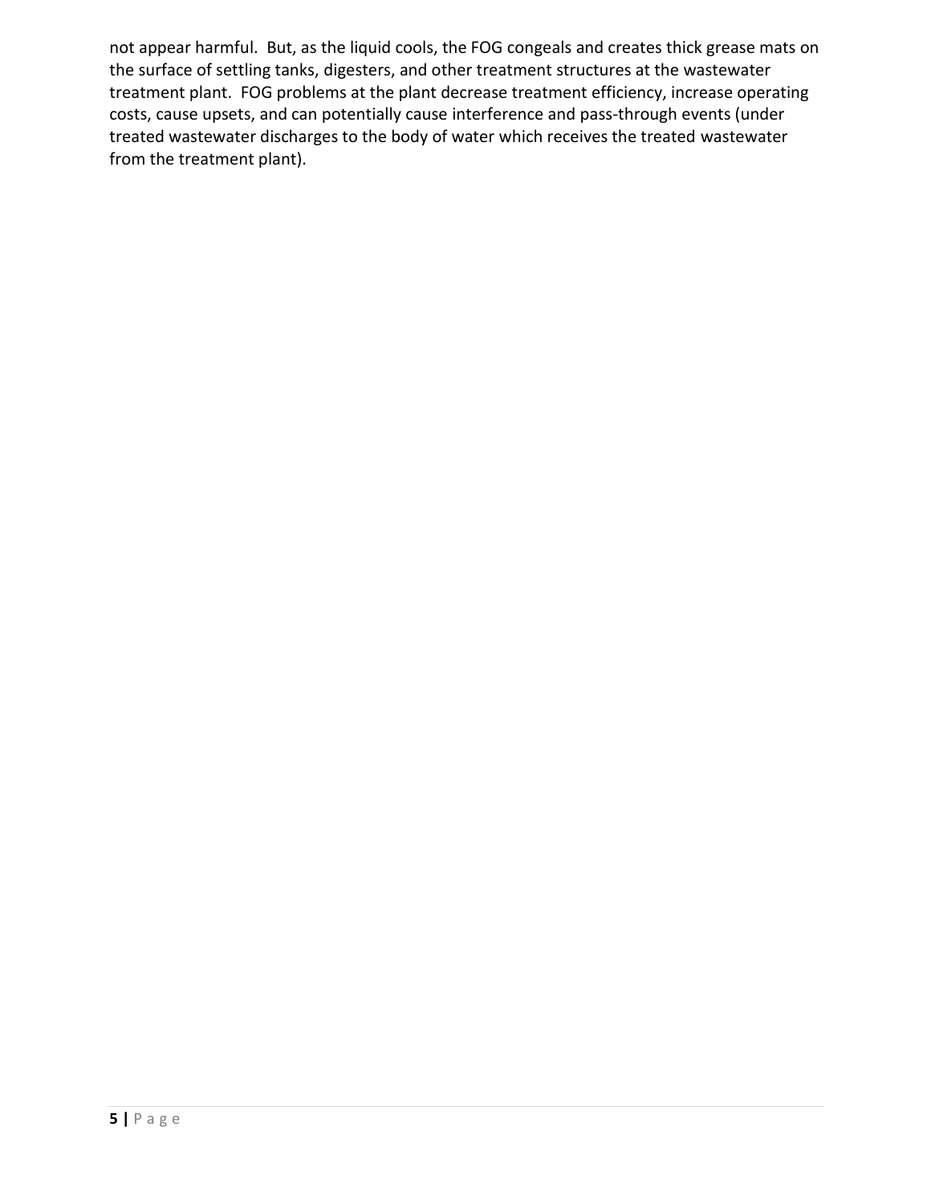not appear harmful. But, as the liquid cools, the FOG congeals and creates thick grease mats on the surface of settling tanks, digesters, and other treatment structures at the wastewater treatment plant. FOG problems at the plant decrease treatment efficiency, increase operating costs, cause upsets, and can potentially cause interference and pass-through events (under treated wastewater discharges to the body of water which receives the treated wastewater from the treatment plant).